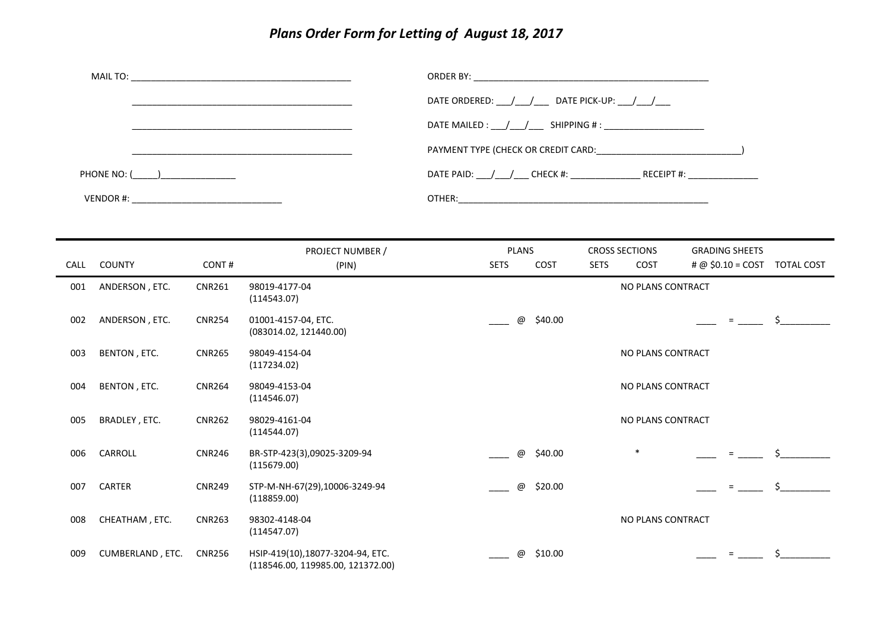# *Plans Order Form for Letting of August 18, 2017*

MAIL TO: ____________________________________________

____________________________________________

____________________________________________

____________________________________________

PHONE NO: (_____)_______________

VENDOR #: ______________________________

ORDER BY: ________________________________________________

DATE ORDERED: ___/___/___ DATE PICK-UP: ___/___/___

DATE MAILED : ___/___/___ SHIPPING # : ____________________

PAYMENT TYPE (CHECK OR CREDIT CARD:______________________________)

DATE PAID: ___/___/___ CHECK #: ______________ RECEIPT #: ______________

OTHER:____________________________________________________

| CALL | COUNTY | CONT # | PROJECT NUMBER / (PIN) | PLANS SETS | PLANS COST | CROSS SECTIONS SETS | CROSS SECTIONS COST | GRADING SHEETS # @ $0.10 = COST | TOTAL COST |
|---|---|---|---|---|---|---|---|---|---|
| 001 | ANDERSON , ETC. | CNR261 | 98019-4177-04 (114543.07) | | | NO PLANS CONTRACT | | | |
| 002 | ANDERSON , ETC. | CNR254 | 01001-4157-04, ETC. (083014.02, 121440.00) | ____ @ | $40.00 | | | ____ = _____ | $__________ |
| 003 | BENTON , ETC. | CNR265 | 98049-4154-04 (117234.02) | | | NO PLANS CONTRACT | | | |
| 004 | BENTON , ETC. | CNR264 | 98049-4153-04 (114546.07) | | | NO PLANS CONTRACT | | | |
| 005 | BRADLEY , ETC. | CNR262 | 98029-4161-04 (114544.07) | | | NO PLANS CONTRACT | | | |
| 006 | CARROLL | CNR246 | BR-STP-423(3),09025-3209-94 (115679.00) | ____ @ | $40.00 | | * | ____ = _____ | $__________ |
| 007 | CARTER | CNR249 | STP-M-NH-67(29),10006-3249-94 (118859.00) | ____ @ | $20.00 | | | ____ = _____ | $__________ |
| 008 | CHEATHAM , ETC. | CNR263 | 98302-4148-04 (114547.07) | | | NO PLANS CONTRACT | | | |
| 009 | CUMBERLAND , ETC. | CNR256 | HSIP-419(10),18077-3204-94, ETC. (118546.00, 119985.00, 121372.00) | ____ @ | $10.00 | | | ____ = _____ | $__________ |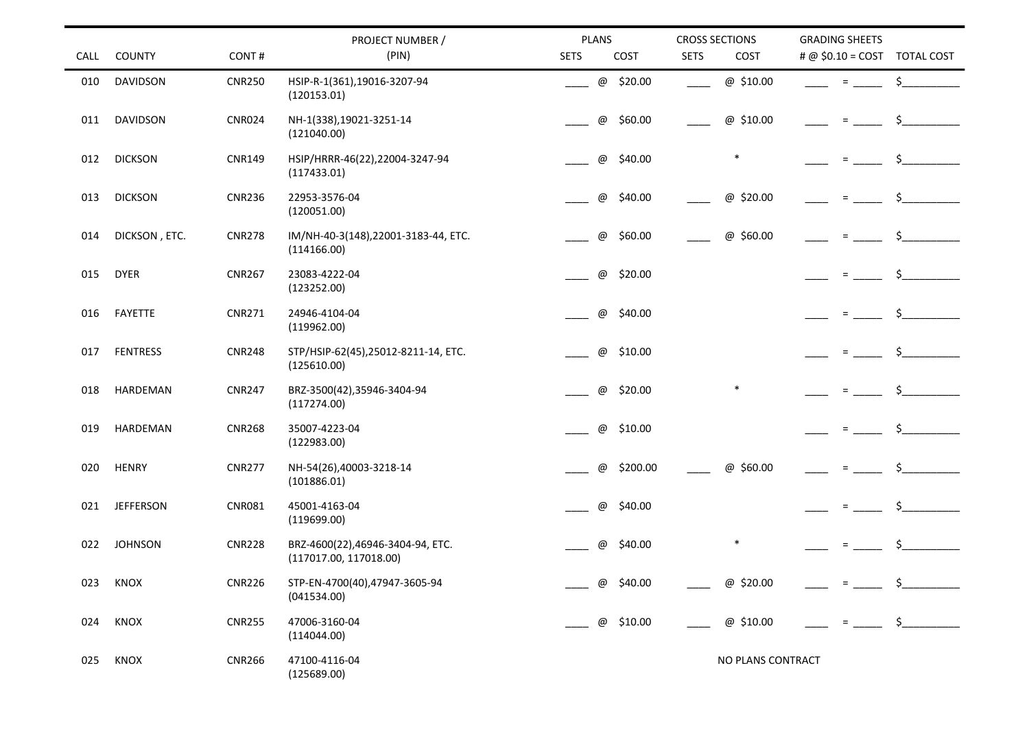| CALL | COUNTY | CONT # | PROJECT NUMBER / (PIN) | PLANS SETS | PLANS COST | CROSS SECTIONS SETS | CROSS SECTIONS COST | GRADING SHEETS # @ $0.10 = COST | TOTAL COST |
|---|---|---|---|---|---|---|---|---|---|
| 010 | DAVIDSON | CNR250 | HSIP-R-1(361),19016-3207-94 (120153.01) | ____ | @ $20.00 | ____ | @ $10.00 | ____ = _____ | $__________ |
| 011 | DAVIDSON | CNR024 | NH-1(338),19021-3251-14 (121040.00) | ____ | @ $60.00 | ____ | @ $10.00 | ____ = _____ | $__________ |
| 012 | DICKSON | CNR149 | HSIP/HRRR-46(22),22004-3247-94 (117433.01) | ____ | @ $40.00 | | * | ____ = _____ | $__________ |
| 013 | DICKSON | CNR236 | 22953-3576-04 (120051.00) | ____ | @ $40.00 | ____ | @ $20.00 | ____ = _____ | $__________ |
| 014 | DICKSON , ETC. | CNR278 | IM/NH-40-3(148),22001-3183-44, ETC. (114166.00) | ____ | @ $60.00 | ____ | @ $60.00 | ____ = _____ | $__________ |
| 015 | DYER | CNR267 | 23083-4222-04 (123252.00) | ____ | @ $20.00 | | | ____ = _____ | $__________ |
| 016 | FAYETTE | CNR271 | 24946-4104-04 (119962.00) | ____ | @ $40.00 | | | ____ = _____ | $__________ |
| 017 | FENTRESS | CNR248 | STP/HSIP-62(45),25012-8211-14, ETC. (125610.00) | ____ | @ $10.00 | | | ____ = _____ | $__________ |
| 018 | HARDEMAN | CNR247 | BRZ-3500(42),35946-3404-94 (117274.00) | ____ | @ $20.00 | | * | ____ = _____ | $__________ |
| 019 | HARDEMAN | CNR268 | 35007-4223-04 (122983.00) | ____ | @ $10.00 | | | ____ = _____ | $__________ |
| 020 | HENRY | CNR277 | NH-54(26),40003-3218-14 (101886.01) | ____ | @ $200.00 | ____ | @ $60.00 | ____ = _____ | $__________ |
| 021 | JEFFERSON | CNR081 | 45001-4163-04 (119699.00) | ____ | @ $40.00 | | | ____ = _____ | $__________ |
| 022 | JOHNSON | CNR228 | BRZ-4600(22),46946-3404-94, ETC. (117017.00, 117018.00) | ____ | @ $40.00 | | * | ____ = _____ | $__________ |
| 023 | KNOX | CNR226 | STP-EN-4700(40),47947-3605-94 (041534.00) | ____ | @ $40.00 | ____ | @ $20.00 | ____ = _____ | $__________ |
| 024 | KNOX | CNR255 | 47006-3160-04 (114044.00) | ____ | @ $10.00 | ____ | @ $10.00 | ____ = _____ | $__________ |
| 025 | KNOX | CNR266 | 47100-4116-04 (125689.00) | | | NO PLANS CONTRACT | | | |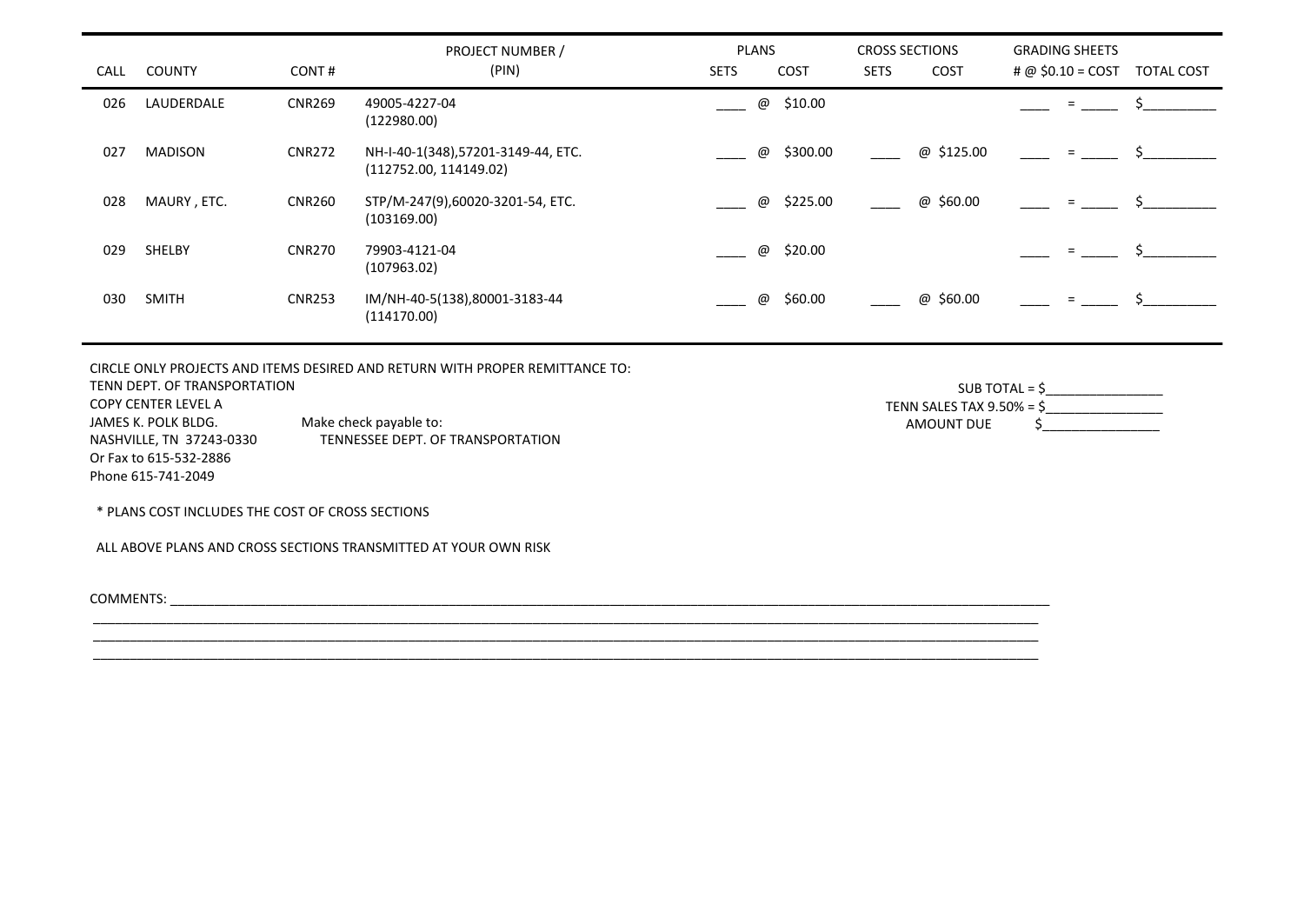| CALL | COUNTY | CONT # | PROJECT NUMBER / (PIN) | PLANS SETS | PLANS COST | CROSS SECTIONS SETS | CROSS SECTIONS COST | GRADING SHEETS # @ $0.10 = COST | TOTAL COST |
|---|---|---|---|---|---|---|---|---|---|
| 026 | LAUDERDALE | CNR269 | 49005-4227-04 (122980.00) | ____ | @ $10.00 | | | ____ = _____ | $__________ |
| 027 | MADISON | CNR272 | NH-I-40-1(348),57201-3149-44, ETC. (112752.00, 114149.02) | ____ | @ $300.00 | ____ | @ $125.00 | ____ = _____ | $__________ |
| 028 | MAURY , ETC. | CNR260 | STP/M-247(9),60020-3201-54, ETC. (103169.00) | ____ | @ $225.00 | ____ | @ $60.00 | ____ = _____ | $__________ |
| 029 | SHELBY | CNR270 | 79903-4121-04 (107963.02) | ____ | @ $20.00 | | | ____ = _____ | $__________ |
| 030 | SMITH | CNR253 | IM/NH-40-5(138),80001-3183-44 (114170.00) | ____ | @ $60.00 | ____ | @ $60.00 | ____ = _____ | $__________ |

CIRCLE ONLY PROJECTS AND ITEMS DESIRED AND RETURN WITH PROPER REMITTANCE TO:

TENN DEPT. OF TRANSPORTATION
COPY CENTER LEVEL A
JAMES K. POLK BLDG.
NASHVILLE, TN 37243-0330
Or Fax to 615-532-2886
Phone 615-741-2049

Make check payable to:
TENNESSEE DEPT. OF TRANSPORTATION

SUB TOTAL = $________________
TENN SALES TAX 9.50% = $________________
AMOUNT DUE $________________

* PLANS COST INCLUDES THE COST OF CROSS SECTIONS

ALL ABOVE PLANS AND CROSS SECTIONS TRANSMITTED AT YOUR OWN RISK

COMMENTS: ____________________________________________________________________________________________________________
____________________________________________________________________________________________________________
____________________________________________________________________________________________________________
____________________________________________________________________________________________________________